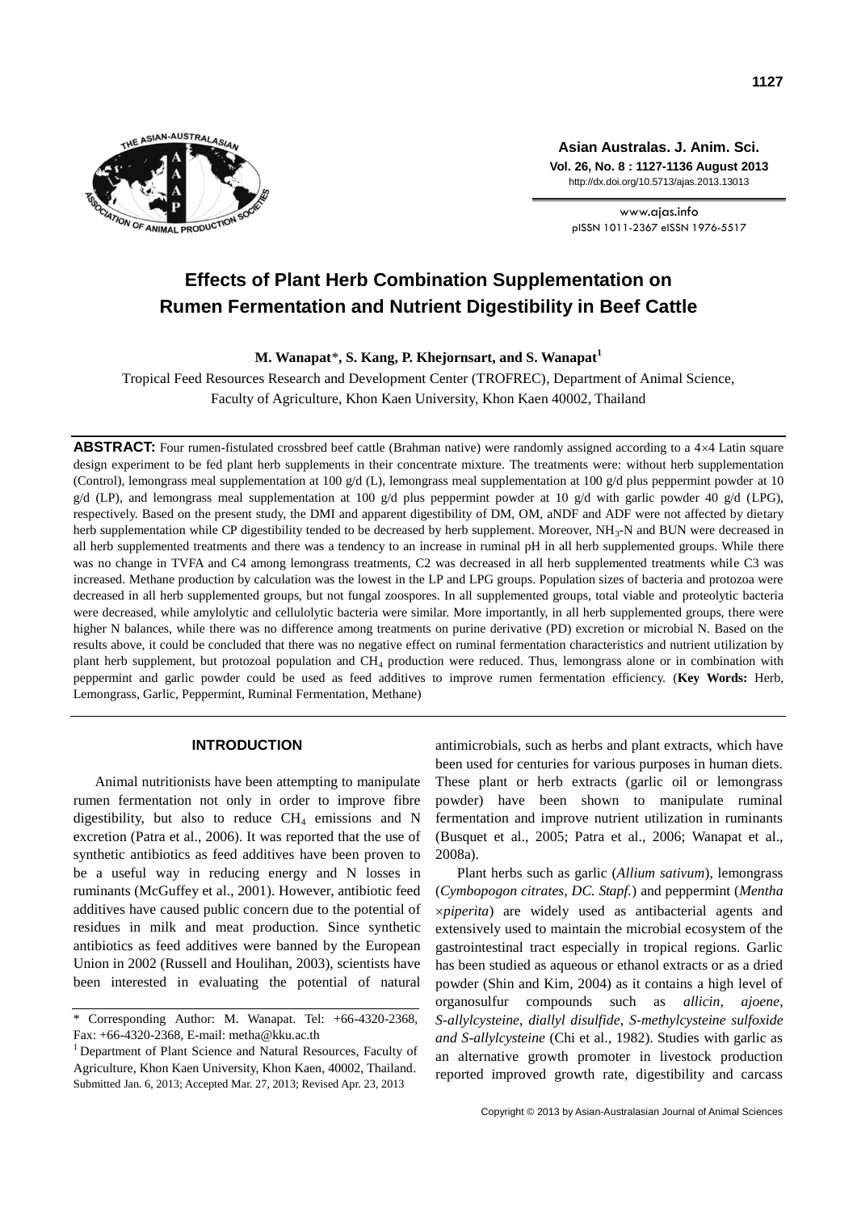# Effects of Plant Herb Combination Supplementation on Rumen Fermentation and Nutrient Digestibility in Beef Cattle

**M. Wanapat***, **S. Kang, P. Khejornsart, and S. Wanapat**[1]

Tropical Feed Resources Research and Development Center (TROFREC), Department of Animal Science, Faculty of Agriculture, Khon Kaen University, Khon Kaen 40002, Thailand

**ABSTRACT:** Four rumen-fistulated crossbred beef cattle (Brahman native) were randomly assigned according to a 4×4 Latin square design experiment to be fed plant herb supplements in their concentrate mixture. The treatments were: without herb supplementation (Control), lemongrass meal supplementation at 100 g/d (L), lemongrass meal supplementation at 100 g/d plus peppermint powder at 10 g/d (LP), and lemongrass meal supplementation at 100 g/d plus peppermint powder at 10 g/d with garlic powder 40 g/d (LPG), respectively. Based on the present study, the DMI and apparent digestibility of DM, OM, aNDF and ADF were not affected by dietary herb supplementation while CP digestibility tended to be decreased by herb supplement. Moreover, $NH_3$-N and BUN were decreased in all herb supplemented treatments and there was a tendency to an increase in ruminal pH in all herb supplemented groups. While there was no change in TVFA and C4 among lemongrass treatments, C2 was decreased in all herb supplemented treatments while C3 was increased. Methane production by calculation was the lowest in the LP and LPG groups. Population sizes of bacteria and protozoa were decreased in all herb supplemented groups, but not fungal zoospores. In all supplemented groups, total viable and proteolytic bacteria were decreased, while amylolytic and cellulolytic bacteria were similar. More importantly, in all herb supplemented groups, there were higher N balances, while there was no difference among treatments on purine derivative (PD) excretion or microbial N. Based on the results above, it could be concluded that there was no negative effect on ruminal fermentation characteristics and nutrient utilization by plant herb supplement, but protozoal population and $CH_4$ production were reduced. Thus, lemongrass alone or in combination with peppermint and garlic powder could be used as feed additives to improve rumen fermentation efficiency. (**Key Words:** Herb, Lemongrass, Garlic, Peppermint, Ruminal Fermentation, Methane)

## INTRODUCTION

Animal nutritionists have been attempting to manipulate rumen fermentation not only in order to improve fibre digestibility, but also to reduce $CH_4$ emissions and N excretion (Patra et al., 2006). It was reported that the use of synthetic antibiotics as feed additives have been proven to be a useful way in reducing energy and N losses in ruminants (McGuffey et al., 2001). However, antibiotic feed additives have caused public concern due to the potential of residues in milk and meat production. Since synthetic antibiotics as feed additives were banned by the European Union in 2002 (Russell and Houlihan, 2003), scientists have been interested in evaluating the potential of natural antimicrobials, such as herbs and plant extracts, which have been used for centuries for various purposes in human diets. These plant or herb extracts (garlic oil or lemongrass powder) have been shown to manipulate ruminal fermentation and improve nutrient utilization in ruminants (Busquet et al., 2005; Patra et al., 2006; Wanapat et al., 2008a).

Plant herbs such as garlic (*Allium sativum*), lemongrass (*Cymbopogon citrates, DC. Stapf.*) and peppermint (*Mentha ×piperita*) are widely used as antibacterial agents and extensively used to maintain the microbial ecosystem of the gastrointestinal tract especially in tropical regions. Garlic has been studied as aqueous or ethanol extracts or as a dried powder (Shin and Kim, 2004) as it contains a high level of organosulfur compounds such as *allicin*, *ajoene*, *S-allylcysteine*, *diallyl disulfide*, *S-methylcysteine sulfoxide and S-allylcysteine* (Chi et al., 1982). Studies with garlic as an alternative growth promoter in livestock production reported improved growth rate, digestibility and carcass

\* Corresponding Author: M. Wanapat. Tel: +66-4320-2368, Fax: +66-4320-2368, E-mail: metha@kku.ac.th

[1] Department of Plant Science and Natural Resources, Faculty of Agriculture, Khon Kaen University, Khon Kaen, 40002, Thailand.

Submitted Jan. 6, 2013; Accepted Mar. 27, 2013; Revised Apr. 23, 2013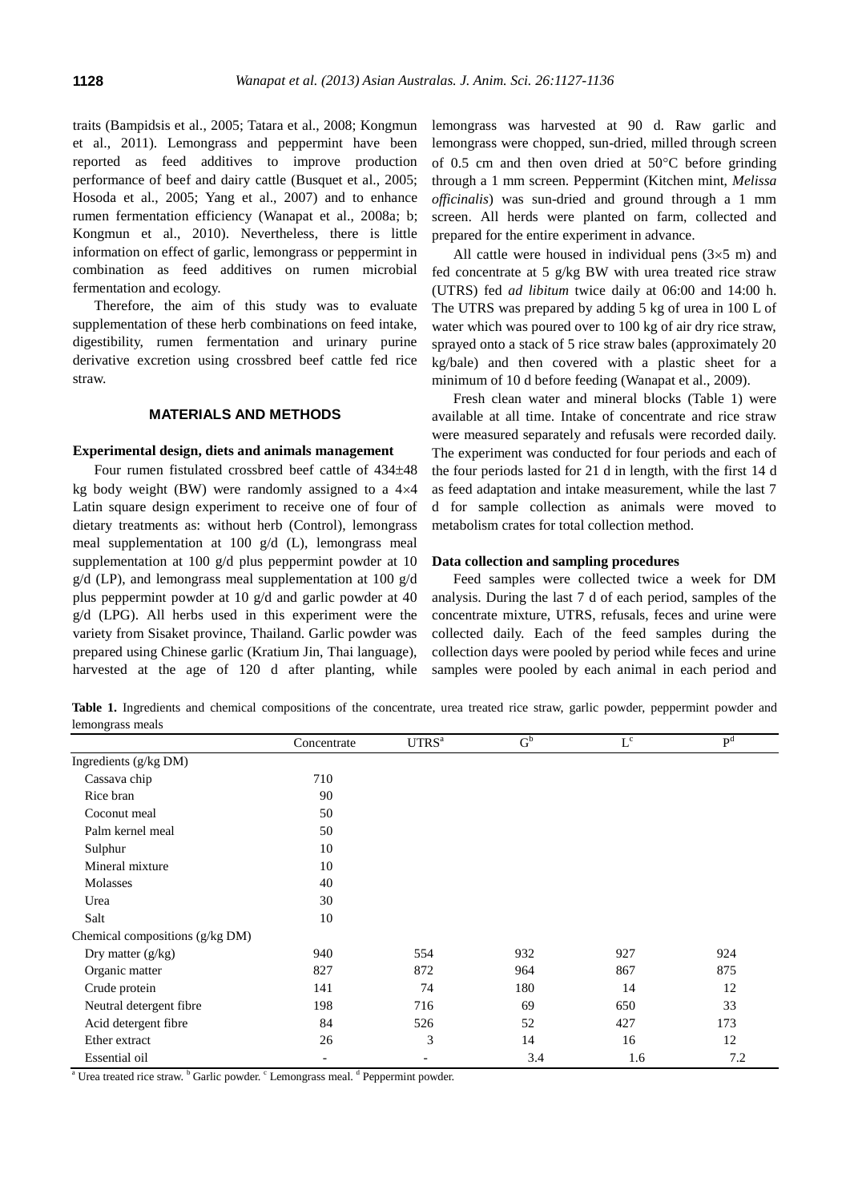traits (Bampidsis et al., 2005; Tatara et al., 2008; Kongmun et al., 2011). Lemongrass and peppermint have been reported as feed additives to improve production performance of beef and dairy cattle (Busquet et al., 2005; Hosoda et al., 2005; Yang et al., 2007) and to enhance rumen fermentation efficiency (Wanapat et al., 2008a; b; Kongmun et al., 2010). Nevertheless, there is little information on effect of garlic, lemongrass or peppermint in combination as feed additives on rumen microbial fermentation and ecology.

Therefore, the aim of this study was to evaluate supplementation of these herb combinations on feed intake, digestibility, rumen fermentation and urinary purine derivative excretion using crossbred beef cattle fed rice straw.

## MATERIALS AND METHODS

### Experimental design, diets and animals management

Four rumen fistulated crossbred beef cattle of 434±48 kg body weight (BW) were randomly assigned to a 4×4 Latin square design experiment to receive one of four of dietary treatments as: without herb (Control), lemongrass meal supplementation at 100 g/d (L), lemongrass meal supplementation at 100 g/d plus peppermint powder at 10 g/d (LP), and lemongrass meal supplementation at 100 g/d plus peppermint powder at 10 g/d and garlic powder at 40 g/d (LPG). All herbs used in this experiment were the variety from Sisaket province, Thailand. Garlic powder was prepared using Chinese garlic (Kratium Jin, Thai language), harvested at the age of 120 d after planting, while lemongrass was harvested at 90 d. Raw garlic and lemongrass were chopped, sun-dried, milled through screen of 0.5 cm and then oven dried at 50°C before grinding through a 1 mm screen. Peppermint (Kitchen mint, *Melissa officinalis*) was sun-dried and ground through a 1 mm screen. All herds were planted on farm, collected and prepared for the entire experiment in advance.

All cattle were housed in individual pens (3×5 m) and fed concentrate at 5 g/kg BW with urea treated rice straw (UTRS) fed *ad libitum* twice daily at 06:00 and 14:00 h. The UTRS was prepared by adding 5 kg of urea in 100 L of water which was poured over to 100 kg of air dry rice straw, sprayed onto a stack of 5 rice straw bales (approximately 20 kg/bale) and then covered with a plastic sheet for a minimum of 10 d before feeding (Wanapat et al., 2009).

Fresh clean water and mineral blocks (Table 1) were available at all time. Intake of concentrate and rice straw were measured separately and refusals were recorded daily. The experiment was conducted for four periods and each of the four periods lasted for 21 d in length, with the first 14 d as feed adaptation and intake measurement, while the last 7 d for sample collection as animals were moved to metabolism crates for total collection method.

### Data collection and sampling procedures

Feed samples were collected twice a week for DM analysis. During the last 7 d of each period, samples of the concentrate mixture, UTRS, refusals, feces and urine were collected daily. Each of the feed samples during the collection days were pooled by period while feces and urine samples were pooled by each animal in each period and

**Table 1.** Ingredients and chemical compositions of the concentrate, urea treated rice straw, garlic powder, peppermint powder and lemongrass meals

| | Concentrate | UTRS[a] | G[b] | L[c] | P[d] |
|---|---|---|---|---|---|
| Ingredients (g/kg DM) | | | | | |
| Cassava chip | 710 | | | | |
| Rice bran | 90 | | | | |
| Coconut meal | 50 | | | | |
| Palm kernel meal | 50 | | | | |
| Sulphur | 10 | | | | |
| Mineral mixture | 10 | | | | |
| Molasses | 40 | | | | |
| Urea | 30 | | | | |
| Salt | 10 | | | | |
| Chemical compositions (g/kg DM) | | | | | |
| Dry matter (g/kg) | 940 | 554 | 932 | 927 | 924 |
| Organic matter | 827 | 872 | 964 | 867 | 875 |
| Crude protein | 141 | 74 | 180 | 14 | 12 |
| Neutral detergent fibre | 198 | 716 | 69 | 650 | 33 |
| Acid detergent fibre | 84 | 526 | 52 | 427 | 173 |
| Ether extract | 26 | 3 | 14 | 16 | 12 |
| Essential oil | - | - | 3.4 | 1.6 | 7.2 |

[a] Urea treated rice straw. [b] Garlic powder. [c] Lemongrass meal. [d] Peppermint powder.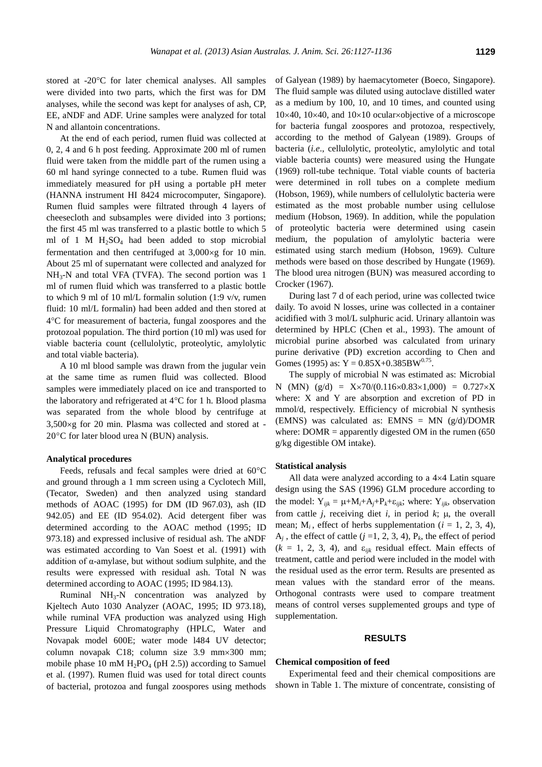stored at -20°C for later chemical analyses. All samples were divided into two parts, which the first was for DM analyses, while the second was kept for analyses of ash, CP, EE, aNDF and ADF. Urine samples were analyzed for total N and allantoin concentrations.

At the end of each period, rumen fluid was collected at 0, 2, 4 and 6 h post feeding. Approximate 200 ml of rumen fluid were taken from the middle part of the rumen using a 60 ml hand syringe connected to a tube. Rumen fluid was immediately measured for pH using a portable pH meter (HANNA instrument HI 8424 microcomputer, Singapore). Rumen fluid samples were filtrated through 4 layers of cheesecloth and subsamples were divided into 3 portions; the first 45 ml was transferred to a plastic bottle to which 5 ml of 1 M $H_2SO_4$ had been added to stop microbial fermentation and then centrifuged at 3,000×g for 10 min. About 25 ml of supernatant were collected and analyzed for $NH_3$-N and total VFA (TVFA). The second portion was 1 ml of rumen fluid which was transferred to a plastic bottle to which 9 ml of 10 ml/L formalin solution (1:9 v/v, rumen fluid: 10 ml/L formalin) had been added and then stored at 4°C for measurement of bacteria, fungal zoospores and the protozoal population. The third portion (10 ml) was used for viable bacteria count (cellulolytic, proteolytic, amylolytic and total viable bacteria).

A 10 ml blood sample was drawn from the jugular vein at the same time as rumen fluid was collected. Blood samples were immediately placed on ice and transported to the laboratory and refrigerated at 4°C for 1 h. Blood plasma was separated from the whole blood by centrifuge at 3,500×g for 20 min. Plasma was collected and stored at -20°C for later blood urea N (BUN) analysis.

**Analytical procedures**

Feeds, refusals and fecal samples were dried at 60°C and ground through a 1 mm screen using a Cyclotech Mill, (Tecator, Sweden) and then analyzed using standard methods of AOAC (1995) for DM (ID 967.03), ash (ID 942.05) and EE (ID 954.02). Acid detergent fiber was determined according to the AOAC method (1995; ID 973.18) and expressed inclusive of residual ash. The aNDF was estimated according to Van Soest et al. (1991) with addition of α-amylase, but without sodium sulphite, and the results were expressed with residual ash. Total N was determined according to AOAC (1995; ID 984.13).

Ruminal $NH_3$-N concentration was analyzed by Kjeltech Auto 1030 Analyzer (AOAC, 1995; ID 973.18), while ruminal VFA production was analyzed using High Pressure Liquid Chromatography (HPLC, Water and Novapak model 600E; water mode l484 UV detector; column novapak C18; column size 3.9 mm×300 mm; mobile phase 10 mM $H_2PO_4$ (pH 2.5)) according to Samuel et al. (1997). Rumen fluid was used for total direct counts of bacterial, protozoa and fungal zoospores using methods of Galyean (1989) by haemacytometer (Boeco, Singapore). The fluid sample was diluted using autoclave distilled water as a medium by 100, 10, and 10 times, and counted using 10×40, 10×40, and 10×10 ocular×objective of a microscope for bacteria fungal zoospores and protozoa, respectively, according to the method of Galyean (1989). Groups of bacteria (*i.e.*, cellulolytic, proteolytic, amylolytic and total viable bacteria counts) were measured using the Hungate (1969) roll-tube technique. Total viable counts of bacteria were determined in roll tubes on a complete medium (Hobson, 1969), while numbers of cellulolytic bacteria were estimated as the most probable number using cellulose medium (Hobson, 1969). In addition, while the population of proteolytic bacteria were determined using casein medium, the population of amylolytic bacteria were estimated using starch medium (Hobson, 1969). Culture methods were based on those described by Hungate (1969). The blood urea nitrogen (BUN) was measured according to Crocker (1967).

During last 7 d of each period, urine was collected twice daily. To avoid N losses, urine was collected in a container acidified with 3 mol/L sulphuric acid. Urinary allantoin was determined by HPLC (Chen et al., 1993). The amount of microbial purine absorbed was calculated from urinary purine derivative (PD) excretion according to Chen and Gomes (1995) as: $Y = 0.85X+0.385BW^{0.75}$.

The supply of microbial N was estimated as: Microbial N (MN) (g/d) = $X\times70/(0.116\times0.83\times1{,}000) = 0.727\times X$ where: X and Y are absorption and excretion of PD in mmol/d, respectively. Efficiency of microbial N synthesis (EMNS) was calculated as: EMNS = MN (g/d)/DOMR where: DOMR = apparently digested OM in the rumen (650 g/kg digestible OM intake).

**Statistical analysis**

All data were analyzed according to a 4×4 Latin square design using the SAS (1996) GLM procedure according to the model: $Y_{ijk} = \mu+M_i+A_j+P_k+\varepsilon_{ijk}$; where: $Y_{ijk}$, observation from cattle *j*, receiving diet *i*, in period *k*; μ, the overall mean; $M_i$, effect of herbs supplementation ($i$ = 1, 2, 3, 4), $A_j$, the effect of cattle ($j$ =1, 2, 3, 4), $P_k$, the effect of period ($k$ = 1, 2, 3, 4), and $\varepsilon_{ijk}$ residual effect. Main effects of treatment, cattle and period were included in the model with the residual used as the error term. Results are presented as mean values with the standard error of the means. Orthogonal contrasts were used to compare treatment means of control verses supplemented groups and type of supplementation.

## RESULTS

**Chemical composition of feed**

Experimental feed and their chemical compositions are shown in Table 1. The mixture of concentrate, consisting of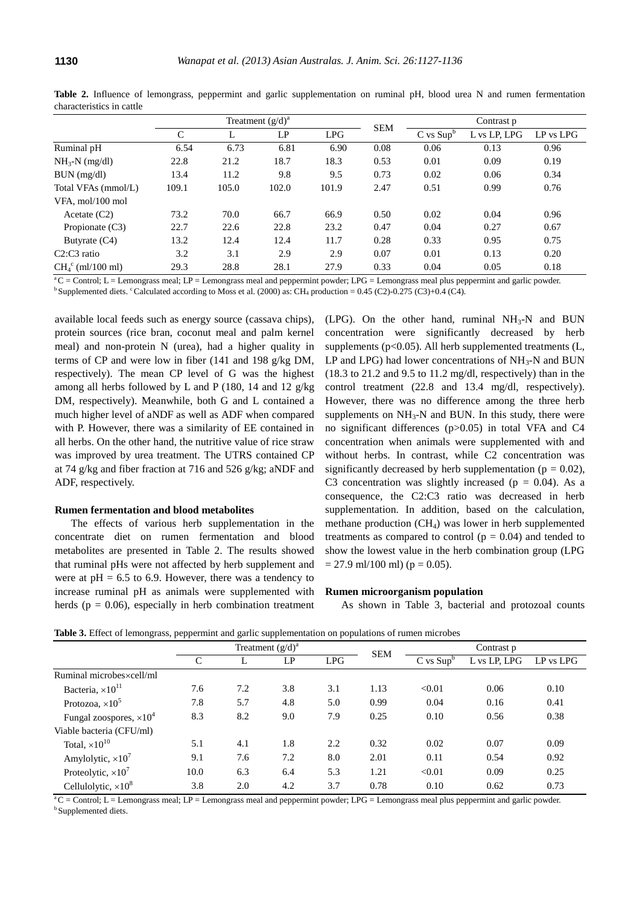**Table 2.** Influence of lemongrass, peppermint and garlic supplementation on ruminal pH, blood urea N and rumen fermentation characteristics in cattle

| | Treatment (g/d)[a] | | | | SEM | Contrast p | | |
|---|---|---|---|---|---|---|---|---|
| | C | L | LP | LPG | | C vs Sup[b] | L vs LP, LPG | LP vs LPG |
| Ruminal pH | 6.54 | 6.73 | 6.81 | 6.90 | 0.08 | 0.06 | 0.13 | 0.96 |
| $NH_3$-N (mg/dl) | 22.8 | 21.2 | 18.7 | 18.3 | 0.53 | 0.01 | 0.09 | 0.19 |
| BUN (mg/dl) | 13.4 | 11.2 | 9.8 | 9.5 | 0.73 | 0.02 | 0.06 | 0.34 |
| Total VFAs (mmol/L) | 109.1 | 105.0 | 102.0 | 101.9 | 2.47 | 0.51 | 0.99 | 0.76 |
| VFA, mol/100 mol | | | | | | | | |
| Acetate (C2) | 73.2 | 70.0 | 66.7 | 66.9 | 0.50 | 0.02 | 0.04 | 0.96 |
| Propionate (C3) | 22.7 | 22.6 | 22.8 | 23.2 | 0.47 | 0.04 | 0.27 | 0.67 |
| Butyrate (C4) | 13.2 | 12.4 | 12.4 | 11.7 | 0.28 | 0.33 | 0.95 | 0.75 |
| C2:C3 ratio | 3.2 | 3.1 | 2.9 | 2.9 | 0.07 | 0.01 | 0.13 | 0.20 |
| $CH_4$[c] (ml/100 ml) | 29.3 | 28.8 | 28.1 | 27.9 | 0.33 | 0.04 | 0.05 | 0.18 |

[a] C = Control; L = Lemongrass meal; LP = Lemongrass meal and peppermint powder; LPG = Lemongrass meal plus peppermint and garlic powder.
[b] Supplemented diets. [c] Calculated according to Moss et al. (2000) as: $CH_4$ production = 0.45 (C2)-0.275 (C3)+0.4 (C4).

available local feeds such as energy source (cassava chips), protein sources (rice bran, coconut meal and palm kernel meal) and non-protein N (urea), had a higher quality in terms of CP and were low in fiber (141 and 198 g/kg DM, respectively). The mean CP level of G was the highest among all herbs followed by L and P (180, 14 and 12 g/kg DM, respectively). Meanwhile, both G and L contained a much higher level of aNDF as well as ADF when compared with P. However, there was a similarity of EE contained in all herbs. On the other hand, the nutritive value of rice straw was improved by urea treatment. The UTRS contained CP at 74 g/kg and fiber fraction at 716 and 526 g/kg; aNDF and ADF, respectively.

**Rumen fermentation and blood metabolites**

The effects of various herb supplementation in the concentrate diet on rumen fermentation and blood metabolites are presented in Table 2. The results showed that ruminal pHs were not affected by herb supplement and were at pH = 6.5 to 6.9. However, there was a tendency to increase ruminal pH as animals were supplemented with herds ($p = 0.06$), especially in herb combination treatment (LPG). On the other hand, ruminal $NH_3$-N and BUN concentration were significantly decreased by herb supplements ($p<0.05$). All herb supplemented treatments (L, LP and LPG) had lower concentrations of $NH_3$-N and BUN (18.3 to 21.2 and 9.5 to 11.2 mg/dl, respectively) than in the control treatment (22.8 and 13.4 mg/dl, respectively). However, there was no difference among the three herb supplements on $NH_3$-N and BUN. In this study, there were no significant differences ($p>0.05$) in total VFA and C4 concentration when animals were supplemented with and without herbs. In contrast, while C2 concentration was significantly decreased by herb supplementation ($p = 0.02$), C3 concentration was slightly increased ($p = 0.04$). As a consequence, the C2:C3 ratio was decreased in herb supplementation. In addition, based on the calculation, methane production ($CH_4$) was lower in herb supplemented treatments as compared to control ($p = 0.04$) and tended to show the lowest value in the herb combination group (LPG = 27.9 ml/100 ml) ($p = 0.05$).

**Rumen microorganism population**

As shown in Table 3, bacterial and protozoal counts

**Table 3.** Effect of lemongrass, peppermint and garlic supplementation on populations of rumen microbes

| | Treatment (g/d)[a] | | | | SEM | Contrast p | | |
|---|---|---|---|---|---|---|---|---|
| | C | L | LP | LPG | | C vs Sup[b] | L vs LP, LPG | LP vs LPG |
| Ruminal microbes×cell/ml | | | | | | | | |
| Bacteria, $\times10^{11}$ | 7.6 | 7.2 | 3.8 | 3.1 | 1.13 | <0.01 | 0.06 | 0.10 |
| Protozoa, $\times10^{5}$ | 7.8 | 5.7 | 4.8 | 5.0 | 0.99 | 0.04 | 0.16 | 0.41 |
| Fungal zoospores, $\times10^{4}$ | 8.3 | 8.2 | 9.0 | 7.9 | 0.25 | 0.10 | 0.56 | 0.38 |
| Viable bacteria (CFU/ml) | | | | | | | | |
| Total, $\times10^{10}$ | 5.1 | 4.1 | 1.8 | 2.2 | 0.32 | 0.02 | 0.07 | 0.09 |
| Amylolytic, $\times10^{7}$ | 9.1 | 7.6 | 7.2 | 8.0 | 2.01 | 0.11 | 0.54 | 0.92 |
| Proteolytic, $\times10^{7}$ | 10.0 | 6.3 | 6.4 | 5.3 | 1.21 | <0.01 | 0.09 | 0.25 |
| Cellulolytic, $\times10^{8}$ | 3.8 | 2.0 | 4.2 | 3.7 | 0.78 | 0.10 | 0.62 | 0.73 |

[a] C = Control; L = Lemongrass meal; LP = Lemongrass meal and peppermint powder; LPG = Lemongrass meal plus peppermint and garlic powder.
[b] Supplemented diets.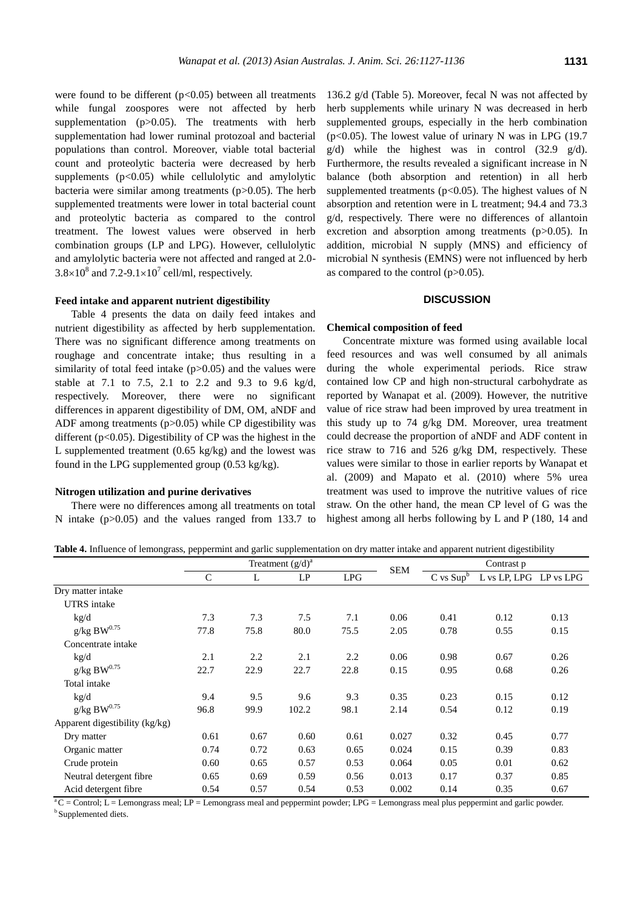were found to be different ($p<0.05$) between all treatments while fungal zoospores were not affected by herb supplementation ($p>0.05$). The treatments with herb supplementation had lower ruminal protozoal and bacterial populations than control. Moreover, viable total bacterial count and proteolytic bacteria were decreased by herb supplements ($p<0.05$) while cellulolytic and amylolytic bacteria were similar among treatments ($p>0.05$). The herb supplemented treatments were lower in total bacterial count and proteolytic bacteria as compared to the control treatment. The lowest values were observed in herb combination groups (LP and LPG). However, cellulolytic and amylolytic bacteria were not affected and ranged at 2.0-$3.8\times10^8$ and 7.2-$9.1\times10^7$ cell/ml, respectively.

### Feed intake and apparent nutrient digestibility

Table 4 presents the data on daily feed intakes and nutrient digestibility as affected by herb supplementation. There was no significant difference among treatments on roughage and concentrate intake; thus resulting in a similarity of total feed intake ($p>0.05$) and the values were stable at 7.1 to 7.5, 2.1 to 2.2 and 9.3 to 9.6 kg/d, respectively. Moreover, there were no significant differences in apparent digestibility of DM, OM, aNDF and ADF among treatments ($p>0.05$) while CP digestibility was different ($p<0.05$). Digestibility of CP was the highest in the L supplemented treatment (0.65 kg/kg) and the lowest was found in the LPG supplemented group (0.53 kg/kg).

### Nitrogen utilization and purine derivatives

There were no differences among all treatments on total N intake ($p>0.05$) and the values ranged from 133.7 to 136.2 g/d (Table 5). Moreover, fecal N was not affected by herb supplements while urinary N was decreased in herb supplemented groups, especially in the herb combination ($p<0.05$). The lowest value of urinary N was in LPG (19.7 g/d) while the highest was in control (32.9 g/d). Furthermore, the results revealed a significant increase in N balance (both absorption and retention) in all herb supplemented treatments ($p<0.05$). The highest values of N absorption and retention were in L treatment; 94.4 and 73.3 g/d, respectively. There were no differences of allantoin excretion and absorption among treatments ($p>0.05$). In addition, microbial N supply (MNS) and efficiency of microbial N synthesis (EMNS) were not influenced by herb as compared to the control ($p>0.05$).

## DISCUSSION

### Chemical composition of feed

Concentrate mixture was formed using available local feed resources and was well consumed by all animals during the whole experimental periods. Rice straw contained low CP and high non-structural carbohydrate as reported by Wanapat et al. (2009). However, the nutritive value of rice straw had been improved by urea treatment in this study up to 74 g/kg DM. Moreover, urea treatment could decrease the proportion of aNDF and ADF content in rice straw to 716 and 526 g/kg DM, respectively. These values were similar to those in earlier reports by Wanapat et al. (2009) and Mapato et al. (2010) where 5% urea treatment was used to improve the nutritive values of rice straw. On the other hand, the mean CP level of G was the highest among all herbs following by L and P (180, 14 and

**Table 4.** Influence of lemongrass, peppermint and garlic supplementation on dry matter intake and apparent nutrient digestibility

| | Treatment (g/d)[a] | | | | SEM | Contrast p | | |
|---|---|---|---|---|---|---|---|---|
| | C | L | LP | LPG | | C vs Sup[b] | L vs LP, LPG | LP vs LPG |
| Dry matter intake | | | | | | | | |
| UTRS intake | | | | | | | | |
| kg/d | 7.3 | 7.3 | 7.5 | 7.1 | 0.06 | 0.41 | 0.12 | 0.13 |
| g/kg $BW^{0.75}$ | 77.8 | 75.8 | 80.0 | 75.5 | 2.05 | 0.78 | 0.55 | 0.15 |
| Concentrate intake | | | | | | | | |
| kg/d | 2.1 | 2.2 | 2.1 | 2.2 | 0.06 | 0.98 | 0.67 | 0.26 |
| g/kg $BW^{0.75}$ | 22.7 | 22.9 | 22.7 | 22.8 | 0.15 | 0.95 | 0.68 | 0.26 |
| Total intake | | | | | | | | |
| kg/d | 9.4 | 9.5 | 9.6 | 9.3 | 0.35 | 0.23 | 0.15 | 0.12 |
| g/kg $BW^{0.75}$ | 96.8 | 99.9 | 102.2 | 98.1 | 2.14 | 0.54 | 0.12 | 0.19 |
| Apparent digestibility (kg/kg) | | | | | | | | |
| Dry matter | 0.61 | 0.67 | 0.60 | 0.61 | 0.027 | 0.32 | 0.45 | 0.77 |
| Organic matter | 0.74 | 0.72 | 0.63 | 0.65 | 0.024 | 0.15 | 0.39 | 0.83 |
| Crude protein | 0.60 | 0.65 | 0.57 | 0.53 | 0.064 | 0.05 | 0.01 | 0.62 |
| Neutral detergent fibre | 0.65 | 0.69 | 0.59 | 0.56 | 0.013 | 0.17 | 0.37 | 0.85 |
| Acid detergent fibre | 0.54 | 0.57 | 0.54 | 0.53 | 0.002 | 0.14 | 0.35 | 0.67 |

[a] C = Control; L = Lemongrass meal; LP = Lemongrass meal and peppermint powder; LPG = Lemongrass meal plus peppermint and garlic powder.
[b] Supplemented diets.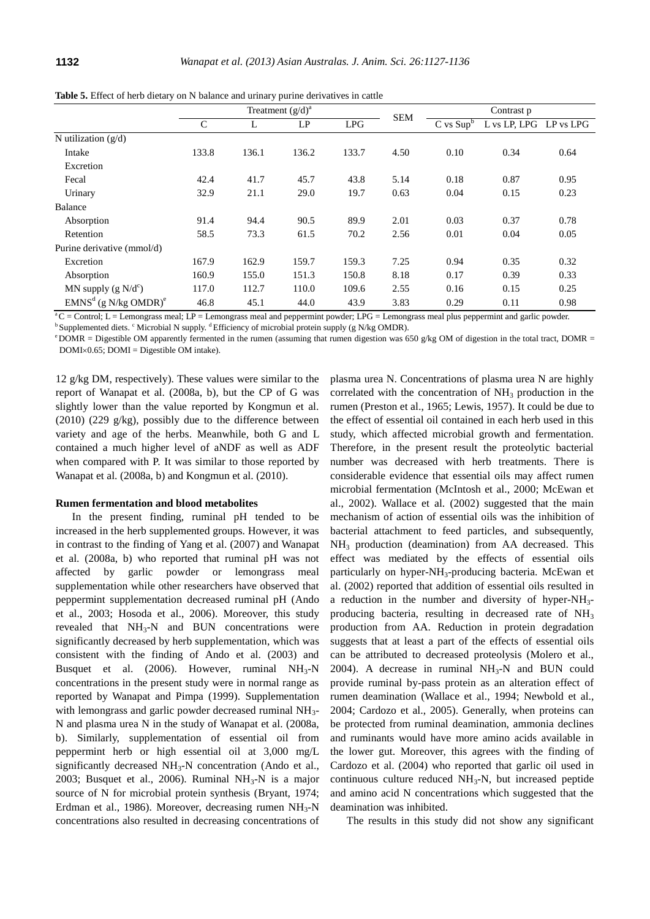**Table 5.** Effect of herb dietary on N balance and urinary purine derivatives in cattle

| | Treatment (g/d)[a] | | | | SEM | Contrast p | | |
|---|---|---|---|---|---|---|---|---|
| | C | L | LP | LPG | | C vs Sup[b] | L vs LP, LPG | LP vs LPG |
| N utilization (g/d) | | | | | | | | |
| Intake | 133.8 | 136.1 | 136.2 | 133.7 | 4.50 | 0.10 | 0.34 | 0.64 |
| Excretion | | | | | | | | |
| Fecal | 42.4 | 41.7 | 45.7 | 43.8 | 5.14 | 0.18 | 0.87 | 0.95 |
| Urinary | 32.9 | 21.1 | 29.0 | 19.7 | 0.63 | 0.04 | 0.15 | 0.23 |
| Balance | | | | | | | | |
| Absorption | 91.4 | 94.4 | 90.5 | 89.9 | 2.01 | 0.03 | 0.37 | 0.78 |
| Retention | 58.5 | 73.3 | 61.5 | 70.2 | 2.56 | 0.01 | 0.04 | 0.05 |
| Purine derivative (mmol/d) | | | | | | | | |
| Excretion | 167.9 | 162.9 | 159.7 | 159.3 | 7.25 | 0.94 | 0.35 | 0.32 |
| Absorption | 160.9 | 155.0 | 151.3 | 150.8 | 8.18 | 0.17 | 0.39 | 0.33 |
| MN supply (g N/d[c]) | 117.0 | 112.7 | 110.0 | 109.6 | 2.55 | 0.16 | 0.15 | 0.25 |
| EMNS[d] (g N/kg OMDR)[e] | 46.8 | 45.1 | 44.0 | 43.9 | 3.83 | 0.29 | 0.11 | 0.98 |

[a] C = Control; L = Lemongrass meal; LP = Lemongrass meal and peppermint powder; LPG = Lemongrass meal plus peppermint and garlic powder.
[b] Supplemented diets. [c] Microbial N supply. [d] Efficiency of microbial protein supply (g N/kg OMDR).
[e] DOMR = Digestible OM apparently fermented in the rumen (assuming that rumen digestion was 650 g/kg OM of digestion in the total tract, DOMR = DOMI×0.65; DOMI = Digestible OM intake).

12 g/kg DM, respectively). These values were similar to the report of Wanapat et al. (2008a, b), but the CP of G was slightly lower than the value reported by Kongmun et al. (2010) (229 g/kg), possibly due to the difference between variety and age of the herbs. Meanwhile, both G and L contained a much higher level of aNDF as well as ADF when compared with P. It was similar to those reported by Wanapat et al. (2008a, b) and Kongmun et al. (2010).

### Rumen fermentation and blood metabolites

In the present finding, ruminal pH tended to be increased in the herb supplemented groups. However, it was in contrast to the finding of Yang et al. (2007) and Wanapat et al. (2008a, b) who reported that ruminal pH was not affected by garlic powder or lemongrass meal supplementation while other researchers have observed that peppermint supplementation decreased ruminal pH (Ando et al., 2003; Hosoda et al., 2006). Moreover, this study revealed that $NH_3$-N and BUN concentrations were significantly decreased by herb supplementation, which was consistent with the finding of Ando et al. (2003) and Busquet et al. (2006). However, ruminal $NH_3$-N concentrations in the present study were in normal range as reported by Wanapat and Pimpa (1999). Supplementation with lemongrass and garlic powder decreased ruminal $NH_3$-N and plasma urea N in the study of Wanapat et al. (2008a, b). Similarly, supplementation of essential oil from peppermint herb or high essential oil at 3,000 mg/L significantly decreased $NH_3$-N concentration (Ando et al., 2003; Busquet et al., 2006). Ruminal $NH_3$-N is a major source of N for microbial protein synthesis (Bryant, 1974; Erdman et al., 1986). Moreover, decreasing rumen $NH_3$-N concentrations also resulted in decreasing concentrations of plasma urea N. Concentrations of plasma urea N are highly correlated with the concentration of $NH_3$ production in the rumen (Preston et al., 1965; Lewis, 1957). It could be due to the effect of essential oil contained in each herb used in this study, which affected microbial growth and fermentation. Therefore, in the present result the proteolytic bacterial number was decreased with herb treatments. There is considerable evidence that essential oils may affect rumen microbial fermentation (McIntosh et al., 2000; McEwan et al., 2002). Wallace et al. (2002) suggested that the main mechanism of action of essential oils was the inhibition of bacterial attachment to feed particles, and subsequently, $NH_3$ production (deamination) from AA decreased. This effect was mediated by the effects of essential oils particularly on hyper-$NH_3$-producing bacteria. McEwan et al. (2002) reported that addition of essential oils resulted in a reduction in the number and diversity of hyper-$NH_3$-producing bacteria, resulting in decreased rate of $NH_3$ production from AA. Reduction in protein degradation suggests that at least a part of the effects of essential oils can be attributed to decreased proteolysis (Molero et al., 2004). A decrease in ruminal $NH_3$-N and BUN could provide ruminal by-pass protein as an alteration effect of rumen deamination (Wallace et al., 1994; Newbold et al., 2004; Cardozo et al., 2005). Generally, when proteins can be protected from ruminal deamination, ammonia declines and ruminants would have more amino acids available in the lower gut. Moreover, this agrees with the finding of Cardozo et al. (2004) who reported that garlic oil used in continuous culture reduced $NH_3$-N, but increased peptide and amino acid N concentrations which suggested that the deamination was inhibited.

The results in this study did not show any significant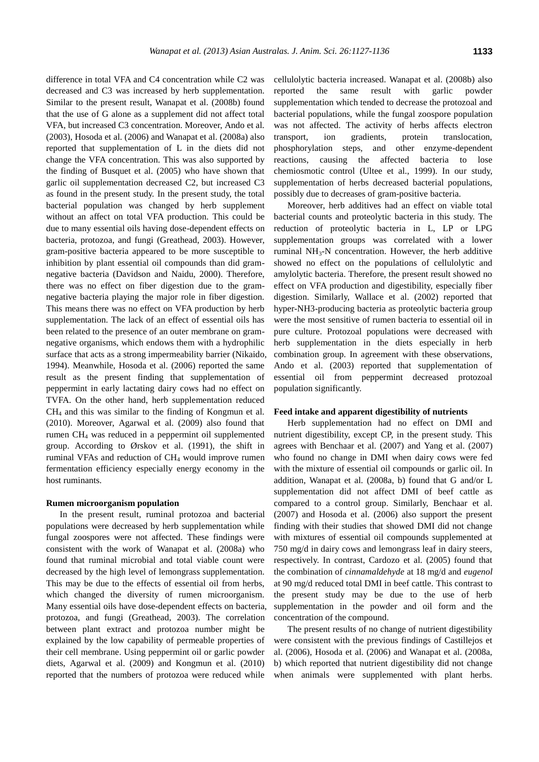difference in total VFA and C4 concentration while C2 was decreased and C3 was increased by herb supplementation. Similar to the present result, Wanapat et al. (2008b) found that the use of G alone as a supplement did not affect total VFA, but increased C3 concentration. Moreover, Ando et al. (2003), Hosoda et al. (2006) and Wanapat et al. (2008a) also reported that supplementation of L in the diets did not change the VFA concentration. This was also supported by the finding of Busquet et al. (2005) who have shown that garlic oil supplementation decreased C2, but increased C3 as found in the present study. In the present study, the total bacterial population was changed by herb supplement without an affect on total VFA production. This could be due to many essential oils having dose-dependent effects on bacteria, protozoa, and fungi (Greathead, 2003). However, gram-positive bacteria appeared to be more susceptible to inhibition by plant essential oil compounds than did gram-negative bacteria (Davidson and Naidu, 2000). Therefore, there was no effect on fiber digestion due to the gram-negative bacteria playing the major role in fiber digestion. This means there was no effect on VFA production by herb supplementation. The lack of an effect of essential oils has been related to the presence of an outer membrane on gram-negative organisms, which endows them with a hydrophilic surface that acts as a strong impermeability barrier (Nikaido, 1994). Meanwhile, Hosoda et al. (2006) reported the same result as the present finding that supplementation of peppermint in early lactating dairy cows had no effect on TVFA. On the other hand, herb supplementation reduced $CH_4$ and this was similar to the finding of Kongmun et al. (2010). Moreover, Agarwal et al. (2009) also found that rumen $CH_4$ was reduced in a peppermint oil supplemented group. According to Ørskov et al. (1991), the shift in ruminal VFAs and reduction of $CH_4$ would improve rumen fermentation efficiency especially energy economy in the host ruminants.

### Rumen microorganism population

In the present result, ruminal protozoa and bacterial populations were decreased by herb supplementation while fungal zoospores were not affected. These findings were consistent with the work of Wanapat et al. (2008a) who found that ruminal microbial and total viable count were decreased by the high level of lemongrass supplementation. This may be due to the effects of essential oil from herbs, which changed the diversity of rumen microorganism. Many essential oils have dose-dependent effects on bacteria, protozoa, and fungi (Greathead, 2003). The correlation between plant extract and protozoa number might be explained by the low capability of permeable properties of their cell membrane. Using peppermint oil or garlic powder diets, Agarwal et al. (2009) and Kongmun et al. (2010) reported that the numbers of protozoa were reduced while cellulolytic bacteria increased. Wanapat et al. (2008b) also reported the same result with garlic powder supplementation which tended to decrease the protozoal and bacterial populations, while the fungal zoospore population was not affected. The activity of herbs affects electron transport, ion gradients, protein translocation, phosphorylation steps, and other enzyme-dependent reactions, causing the affected bacteria to lose chemiosmotic control (Ultee et al., 1999). In our study, supplementation of herbs decreased bacterial populations, possibly due to decreases of gram-positive bacteria.

Moreover, herb additives had an effect on viable total bacterial counts and proteolytic bacteria in this study. The reduction of proteolytic bacteria in L, LP or LPG supplementation groups was correlated with a lower ruminal $NH_3$-N concentration. However, the herb additive showed no effect on the populations of cellulolytic and amylolytic bacteria. Therefore, the present result showed no effect on VFA production and digestibility, especially fiber digestion. Similarly, Wallace et al. (2002) reported that hyper-NH3-producing bacteria as proteolytic bacteria group were the most sensitive of rumen bacteria to essential oil in pure culture. Protozoal populations were decreased with herb supplementation in the diets especially in herb combination group. In agreement with these observations, Ando et al. (2003) reported that supplementation of essential oil from peppermint decreased protozoal population significantly.

### Feed intake and apparent digestibility of nutrients

Herb supplementation had no effect on DMI and nutrient digestibility, except CP, in the present study. This agrees with Benchaar et al. (2007) and Yang et al. (2007) who found no change in DMI when dairy cows were fed with the mixture of essential oil compounds or garlic oil. In addition, Wanapat et al. (2008a, b) found that G and/or L supplementation did not affect DMI of beef cattle as compared to a control group. Similarly, Benchaar et al. (2007) and Hosoda et al. (2006) also support the present finding with their studies that showed DMI did not change with mixtures of essential oil compounds supplemented at 750 mg/d in dairy cows and lemongrass leaf in dairy steers, respectively. In contrast, Cardozo et al. (2005) found that the combination of *cinnamaldehyde* at 18 mg/d and *eugenol* at 90 mg/d reduced total DMI in beef cattle. This contrast to the present study may be due to the use of herb supplementation in the powder and oil form and the concentration of the compound.

The present results of no change of nutrient digestibility were consistent with the previous findings of Castillejos et al. (2006), Hosoda et al. (2006) and Wanapat et al. (2008a, b) which reported that nutrient digestibility did not change when animals were supplemented with plant herbs.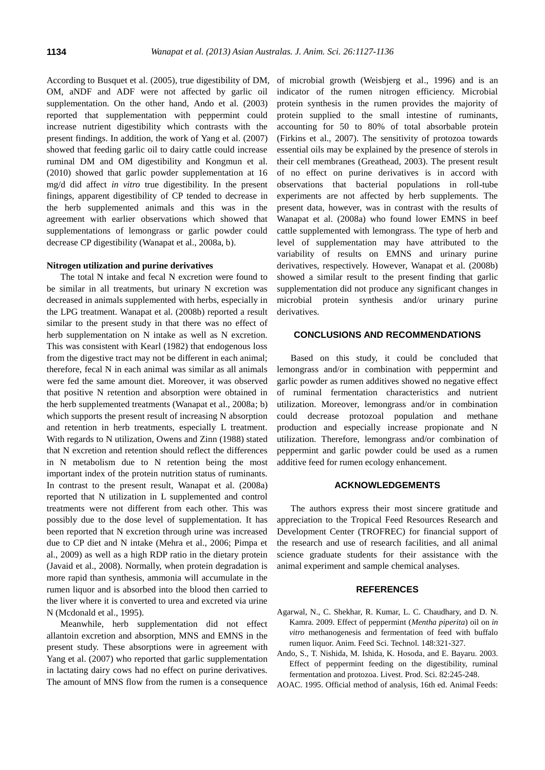According to Busquet et al. (2005), true digestibility of DM, OM, aNDF and ADF were not affected by garlic oil supplementation. On the other hand, Ando et al. (2003) reported that supplementation with peppermint could increase nutrient digestibility which contrasts with the present findings. In addition, the work of Yang et al. (2007) showed that feeding garlic oil to dairy cattle could increase ruminal DM and OM digestibility and Kongmun et al. (2010) showed that garlic powder supplementation at 16 mg/d did affect *in vitro* true digestibility. In the present finings, apparent digestibility of CP tended to decrease in the herb supplemented animals and this was in the agreement with earlier observations which showed that supplementations of lemongrass or garlic powder could decrease CP digestibility (Wanapat et al., 2008a, b).

### Nitrogen utilization and purine derivatives

The total N intake and fecal N excretion were found to be similar in all treatments, but urinary N excretion was decreased in animals supplemented with herbs, especially in the LPG treatment. Wanapat et al. (2008b) reported a result similar to the present study in that there was no effect of herb supplementation on N intake as well as N excretion. This was consistent with Kearl (1982) that endogenous loss from the digestive tract may not be different in each animal; therefore, fecal N in each animal was similar as all animals were fed the same amount diet. Moreover, it was observed that positive N retention and absorption were obtained in the herb supplemented treatments (Wanapat et al., 2008a; b) which supports the present result of increasing N absorption and retention in herb treatments, especially L treatment. With regards to N utilization, Owens and Zinn (1988) stated that N excretion and retention should reflect the differences in N metabolism due to N retention being the most important index of the protein nutrition status of ruminants. In contrast to the present result, Wanapat et al. (2008a) reported that N utilization in L supplemented and control treatments were not different from each other. This was possibly due to the dose level of supplementation. It has been reported that N excretion through urine was increased due to CP diet and N intake (Mehra et al., 2006; Pimpa et al., 2009) as well as a high RDP ratio in the dietary protein (Javaid et al., 2008). Normally, when protein degradation is more rapid than synthesis, ammonia will accumulate in the rumen liquor and is absorbed into the blood then carried to the liver where it is converted to urea and excreted via urine N (Mcdonald et al., 1995).

Meanwhile, herb supplementation did not effect allantoin excretion and absorption, MNS and EMNS in the present study. These absorptions were in agreement with Yang et al. (2007) who reported that garlic supplementation in lactating dairy cows had no effect on purine derivatives. The amount of MNS flow from the rumen is a consequence of microbial growth (Weisbjerg et al., 1996) and is an indicator of the rumen nitrogen efficiency. Microbial protein synthesis in the rumen provides the majority of protein supplied to the small intestine of ruminants, accounting for 50 to 80% of total absorbable protein (Firkins et al., 2007). The sensitivity of protozoa towards essential oils may be explained by the presence of sterols in their cell membranes (Greathead, 2003). The present result of no effect on purine derivatives is in accord with observations that bacterial populations in roll-tube experiments are not affected by herb supplements. The present data, however, was in contrast with the results of Wanapat et al. (2008a) who found lower EMNS in beef cattle supplemented with lemongrass. The type of herb and level of supplementation may have attributed to the variability of results on EMNS and urinary purine derivatives, respectively. However, Wanapat et al. (2008b) showed a similar result to the present finding that garlic supplementation did not produce any significant changes in microbial protein synthesis and/or urinary purine derivatives.

## CONCLUSIONS AND RECOMMENDATIONS

Based on this study, it could be concluded that lemongrass and/or in combination with peppermint and garlic powder as rumen additives showed no negative effect of ruminal fermentation characteristics and nutrient utilization. Moreover, lemongrass and/or in combination could decrease protozoal population and methane production and especially increase propionate and N utilization. Therefore, lemongrass and/or combination of peppermint and garlic powder could be used as a rumen additive feed for rumen ecology enhancement.

## ACKNOWLEDGEMENTS

The authors express their most sincere gratitude and appreciation to the Tropical Feed Resources Research and Development Center (TROFREC) for financial support of the research and use of research facilities, and all animal science graduate students for their assistance with the animal experiment and sample chemical analyses.

## REFERENCES

Agarwal, N., C. Shekhar, R. Kumar, L. C. Chaudhary, and D. N. Kamra. 2009. Effect of peppermint (*Mentha piperita*) oil on *in vitro* methanogenesis and fermentation of feed with buffalo rumen liquor. Anim. Feed Sci. Technol. 148:321-327.

Ando, S., T. Nishida, M. Ishida, K. Hosoda, and E. Bayaru. 2003. Effect of peppermint feeding on the digestibility, ruminal fermentation and protozoa. Livest. Prod. Sci. 82:245-248.

AOAC. 1995. Official method of analysis, 16th ed. Animal Feeds: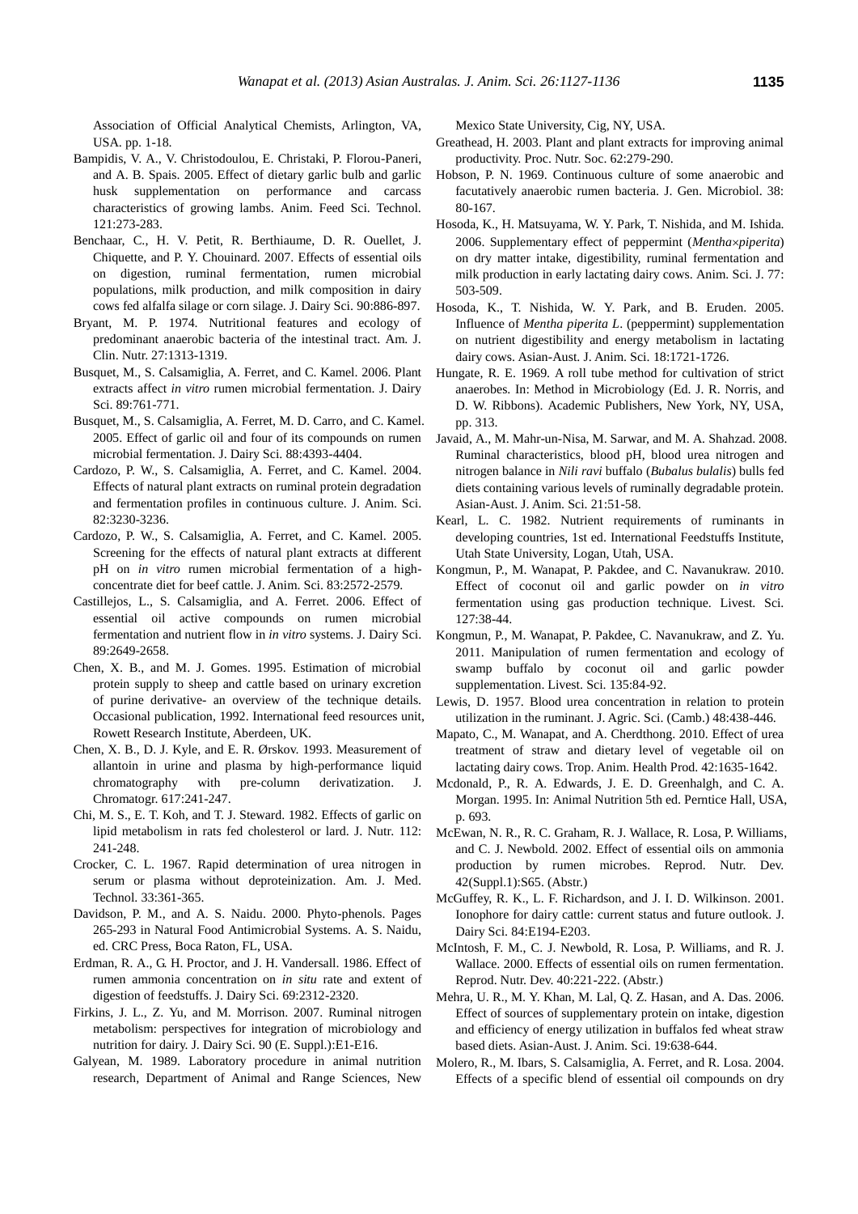Association of Official Analytical Chemists, Arlington, VA, USA. pp. 1-18.

Bampidis, V. A., V. Christodoulou, E. Christaki, P. Florou-Paneri, and A. B. Spais. 2005. Effect of dietary garlic bulb and garlic husk supplementation on performance and carcass characteristics of growing lambs. Anim. Feed Sci. Technol. 121:273-283.

Benchaar, C., H. V. Petit, R. Berthiaume, D. R. Ouellet, J. Chiquette, and P. Y. Chouinard. 2007. Effects of essential oils on digestion, ruminal fermentation, rumen microbial populations, milk production, and milk composition in dairy cows fed alfalfa silage or corn silage. J. Dairy Sci. 90:886-897.

Bryant, M. P. 1974. Nutritional features and ecology of predominant anaerobic bacteria of the intestinal tract. Am. J. Clin. Nutr. 27:1313-1319.

Busquet, M., S. Calsamiglia, A. Ferret, and C. Kamel. 2006. Plant extracts affect *in vitro* rumen microbial fermentation. J. Dairy Sci. 89:761-771.

Busquet, M., S. Calsamiglia, A. Ferret, M. D. Carro, and C. Kamel. 2005. Effect of garlic oil and four of its compounds on rumen microbial fermentation. J. Dairy Sci. 88:4393-4404.

Cardozo, P. W., S. Calsamiglia, A. Ferret, and C. Kamel. 2004. Effects of natural plant extracts on ruminal protein degradation and fermentation profiles in continuous culture. J. Anim. Sci. 82:3230-3236.

Cardozo, P. W., S. Calsamiglia, A. Ferret, and C. Kamel. 2005. Screening for the effects of natural plant extracts at different pH on *in vitro* rumen microbial fermentation of a high-concentrate diet for beef cattle. J. Anim. Sci. 83:2572-2579.

Castillejos, L., S. Calsamiglia, and A. Ferret. 2006. Effect of essential oil active compounds on rumen microbial fermentation and nutrient flow in *in vitro* systems. J. Dairy Sci. 89:2649-2658.

Chen, X. B., and M. J. Gomes. 1995. Estimation of microbial protein supply to sheep and cattle based on urinary excretion of purine derivative- an overview of the technique details. Occasional publication, 1992. International feed resources unit, Rowett Research Institute, Aberdeen, UK.

Chen, X. B., D. J. Kyle, and E. R. Ørskov. 1993. Measurement of allantoin in urine and plasma by high-performance liquid chromatography with pre-column derivatization. J. Chromatogr. 617:241-247.

Chi, M. S., E. T. Koh, and T. J. Steward. 1982. Effects of garlic on lipid metabolism in rats fed cholesterol or lard. J. Nutr. 112: 241-248.

Crocker, C. L. 1967. Rapid determination of urea nitrogen in serum or plasma without deproteinization. Am. J. Med. Technol. 33:361-365.

Davidson, P. M., and A. S. Naidu. 2000. Phyto-phenols. Pages 265-293 in Natural Food Antimicrobial Systems. A. S. Naidu, ed. CRC Press, Boca Raton, FL, USA.

Erdman, R. A., G. H. Proctor, and J. H. Vandersall. 1986. Effect of rumen ammonia concentration on *in situ* rate and extent of digestion of feedstuffs. J. Dairy Sci. 69:2312-2320.

Firkins, J. L., Z. Yu, and M. Morrison. 2007. Ruminal nitrogen metabolism: perspectives for integration of microbiology and nutrition for dairy. J. Dairy Sci. 90 (E. Suppl.):E1-E16.

Galyean, M. 1989. Laboratory procedure in animal nutrition research, Department of Animal and Range Sciences, New Mexico State University, Cig, NY, USA.

Greathead, H. 2003. Plant and plant extracts for improving animal productivity. Proc. Nutr. Soc. 62:279-290.

Hobson, P. N. 1969. Continuous culture of some anaerobic and facutatively anaerobic rumen bacteria. J. Gen. Microbiol. 38: 80-167.

Hosoda, K., H. Matsuyama, W. Y. Park, T. Nishida, and M. Ishida. 2006. Supplementary effect of peppermint (*Mentha×piperita*) on dry matter intake, digestibility, ruminal fermentation and milk production in early lactating dairy cows. Anim. Sci. J. 77: 503-509.

Hosoda, K., T. Nishida, W. Y. Park, and B. Eruden. 2005. Influence of *Mentha piperita L*. (peppermint) supplementation on nutrient digestibility and energy metabolism in lactating dairy cows. Asian-Aust. J. Anim. Sci. 18:1721-1726.

Hungate, R. E. 1969. A roll tube method for cultivation of strict anaerobes. In: Method in Microbiology (Ed. J. R. Norris, and D. W. Ribbons). Academic Publishers, New York, NY, USA, pp. 313.

Javaid, A., M. Mahr-un-Nisa, M. Sarwar, and M. A. Shahzad. 2008. Ruminal characteristics, blood pH, blood urea nitrogen and nitrogen balance in *Nili ravi* buffalo (*Bubalus bulalis*) bulls fed diets containing various levels of ruminally degradable protein. Asian-Aust. J. Anim. Sci. 21:51-58.

Kearl, L. C. 1982. Nutrient requirements of ruminants in developing countries, 1st ed. International Feedstuffs Institute, Utah State University, Logan, Utah, USA.

Kongmun, P., M. Wanapat, P. Pakdee, and C. Navanukraw. 2010. Effect of coconut oil and garlic powder on *in vitro* fermentation using gas production technique. Livest. Sci. 127:38-44.

Kongmun, P., M. Wanapat, P. Pakdee, C. Navanukraw, and Z. Yu. 2011. Manipulation of rumen fermentation and ecology of swamp buffalo by coconut oil and garlic powder supplementation. Livest. Sci. 135:84-92.

Lewis, D. 1957. Blood urea concentration in relation to protein utilization in the ruminant. J. Agric. Sci. (Camb.) 48:438-446.

Mapato, C., M. Wanapat, and A. Cherdthong. 2010. Effect of urea treatment of straw and dietary level of vegetable oil on lactating dairy cows. Trop. Anim. Health Prod. 42:1635-1642.

Mcdonald, P., R. A. Edwards, J. E. D. Greenhalgh, and C. A. Morgan. 1995. In: Animal Nutrition 5th ed. Perntice Hall, USA, p. 693.

McEwan, N. R., R. C. Graham, R. J. Wallace, R. Losa, P. Williams, and C. J. Newbold. 2002. Effect of essential oils on ammonia production by rumen microbes. Reprod. Nutr. Dev. 42(Suppl.1):S65. (Abstr.)

McGuffey, R. K., L. F. Richardson, and J. I. D. Wilkinson. 2001. Ionophore for dairy cattle: current status and future outlook. J. Dairy Sci. 84:E194-E203.

McIntosh, F. M., C. J. Newbold, R. Losa, P. Williams, and R. J. Wallace. 2000. Effects of essential oils on rumen fermentation. Reprod. Nutr. Dev. 40:221-222. (Abstr.)

Mehra, U. R., M. Y. Khan, M. Lal, Q. Z. Hasan, and A. Das. 2006. Effect of sources of supplementary protein on intake, digestion and efficiency of energy utilization in buffalos fed wheat straw based diets. Asian-Aust. J. Anim. Sci. 19:638-644.

Molero, R., M. Ibars, S. Calsamiglia, A. Ferret, and R. Losa. 2004. Effects of a specific blend of essential oil compounds on dry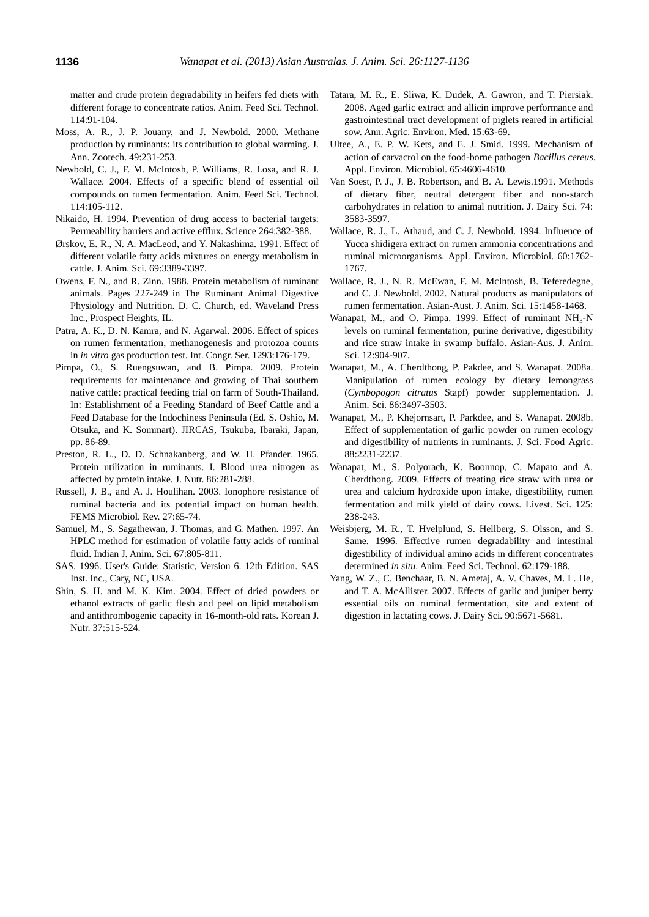matter and crude protein degradability in heifers fed diets with different forage to concentrate ratios. Anim. Feed Sci. Technol. 114:91-104.

Moss, A. R., J. P. Jouany, and J. Newbold. 2000. Methane production by ruminants: its contribution to global warming. J. Ann. Zootech. 49:231-253.

Newbold, C. J., F. M. McIntosh, P. Williams, R. Losa, and R. J. Wallace. 2004. Effects of a specific blend of essential oil compounds on rumen fermentation. Anim. Feed Sci. Technol. 114:105-112.

Nikaido, H. 1994. Prevention of drug access to bacterial targets: Permeability barriers and active efflux. Science 264:382-388.

Ørskov, E. R., N. A. MacLeod, and Y. Nakashima. 1991. Effect of different volatile fatty acids mixtures on energy metabolism in cattle. J. Anim. Sci. 69:3389-3397.

Owens, F. N., and R. Zinn. 1988. Protein metabolism of ruminant animals. Pages 227-249 in The Ruminant Animal Digestive Physiology and Nutrition. D. C. Church, ed. Waveland Press Inc., Prospect Heights, IL.

Patra, A. K., D. N. Kamra, and N. Agarwal. 2006. Effect of spices on rumen fermentation, methanogenesis and protozoa counts in *in vitro* gas production test. Int. Congr. Ser. 1293:176-179.

Pimpa, O., S. Ruengsuwan, and B. Pimpa. 2009. Protein requirements for maintenance and growing of Thai southern native cattle: practical feeding trial on farm of South-Thailand. In: Establishment of a Feeding Standard of Beef Cattle and a Feed Database for the Indochiness Peninsula (Ed. S. Oshio, M. Otsuka, and K. Sommart). JIRCAS, Tsukuba, Ibaraki, Japan, pp. 86-89.

Preston, R. L., D. D. Schnakanberg, and W. H. Pfander. 1965. Protein utilization in ruminants. I. Blood urea nitrogen as affected by protein intake. J. Nutr. 86:281-288.

Russell, J. B., and A. J. Houlihan. 2003. Ionophore resistance of ruminal bacteria and its potential impact on human health. FEMS Microbiol. Rev. 27:65-74.

Samuel, M., S. Sagathewan, J. Thomas, and G. Mathen. 1997. An HPLC method for estimation of volatile fatty acids of ruminal fluid. Indian J. Anim. Sci. 67:805-811.

SAS. 1996. User's Guide: Statistic, Version 6. 12th Edition. SAS Inst. Inc., Cary, NC, USA.

Shin, S. H. and M. K. Kim. 2004. Effect of dried powders or ethanol extracts of garlic flesh and peel on lipid metabolism and antithrombogenic capacity in 16-month-old rats. Korean J. Nutr. 37:515-524.

Tatara, M. R., E. Sliwa, K. Dudek, A. Gawron, and T. Piersiak. 2008. Aged garlic extract and allicin improve performance and gastrointestinal tract development of piglets reared in artificial sow. Ann. Agric. Environ. Med. 15:63-69.

Ultee, A., E. P. W. Kets, and E. J. Smid. 1999. Mechanism of action of carvacrol on the food-borne pathogen *Bacillus cereus*. Appl. Environ. Microbiol. 65:4606-4610.

Van Soest, P. J., J. B. Robertson, and B. A. Lewis.1991. Methods of dietary fiber, neutral detergent fiber and non-starch carbohydrates in relation to animal nutrition. J. Dairy Sci. 74: 3583-3597.

Wallace, R. J., L. Athaud, and C. J. Newbold. 1994. Influence of Yucca shidigera extract on rumen ammonia concentrations and ruminal microorganisms. Appl. Environ. Microbiol. 60:1762-1767.

Wallace, R. J., N. R. McEwan, F. M. McIntosh, B. Teferedegne, and C. J. Newbold. 2002. Natural products as manipulators of rumen fermentation. Asian-Aust. J. Anim. Sci. 15:1458-1468.

Wanapat, M., and O. Pimpa. 1999. Effect of ruminant $NH_3$-N levels on ruminal fermentation, purine derivative, digestibility and rice straw intake in swamp buffalo. Asian-Aus. J. Anim. Sci. 12:904-907.

Wanapat, M., A. Cherdthong, P. Pakdee, and S. Wanapat. 2008a. Manipulation of rumen ecology by dietary lemongrass (*Cymbopogon citratus* Stapf) powder supplementation. J. Anim. Sci. 86:3497-3503.

Wanapat, M., P. Khejornsart, P. Parkdee, and S. Wanapat. 2008b. Effect of supplementation of garlic powder on rumen ecology and digestibility of nutrients in ruminants. J. Sci. Food Agric. 88:2231-2237.

Wanapat, M., S. Polyorach, K. Boonnop, C. Mapato and A. Cherdthong. 2009. Effects of treating rice straw with urea or urea and calcium hydroxide upon intake, digestibility, rumen fermentation and milk yield of dairy cows. Livest. Sci. 125: 238-243.

Weisbjerg, M. R., T. Hvelplund, S. Hellberg, S. Olsson, and S. Same. 1996. Effective rumen degradability and intestinal digestibility of individual amino acids in different concentrates determined *in situ*. Anim. Feed Sci. Technol. 62:179-188.

Yang, W. Z., C. Benchaar, B. N. Ametaj, A. V. Chaves, M. L. He, and T. A. McAllister. 2007. Effects of garlic and juniper berry essential oils on ruminal fermentation, site and extent of digestion in lactating cows. J. Dairy Sci. 90:5671-5681.